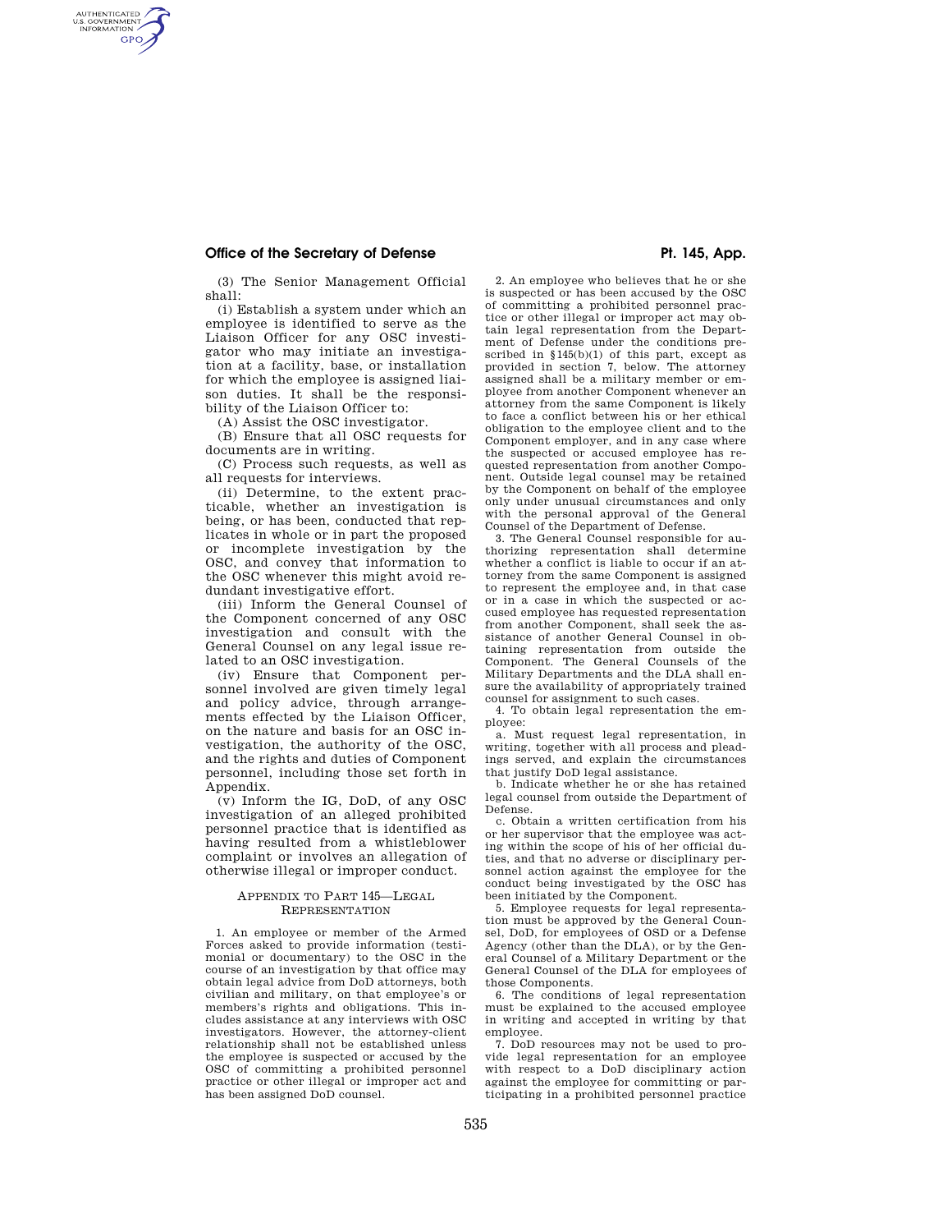(3) The Senior Management Official shall:

(i) Establish a system under which an employee is identified to serve as the Liaison Officer for any OSC investigator who may initiate an investigation at a facility, base, or installation for which the employee is assigned liaison duties. It shall be the responsibility of the Liaison Officer to:

(A) Assist the OSC investigator.

(B) Ensure that all OSC requests for documents are in writing.

(C) Process such requests, as well as all requests for interviews.

(ii) Determine, to the extent practicable, whether an investigation is being, or has been, conducted that replicates in whole or in part the proposed or incomplete investigation by the OSC, and convey that information to the OSC whenever this might avoid redundant investigative effort.

(iii) Inform the General Counsel of the Component concerned of any OSC investigation and consult with the General Counsel on any legal issue related to an OSC investigation.

(iv) Ensure that Component personnel involved are given timely legal and policy advice, through arrangements effected by the Liaison Officer, on the nature and basis for an OSC investigation, the authority of the OSC, and the rights and duties of Component personnel, including those set forth in Appendix.

(v) Inform the IG, DoD, of any OSC investigation of an alleged prohibited personnel practice that is identified as having resulted from a whistleblower complaint or involves an allegation of otherwise illegal or improper conduct.

## APPENDIX TO PART 145—LEGAL REPRESENTATION

1. An employee or member of the Armed Forces asked to provide information (testimonial or documentary) to the OSC in the course of an investigation by that office may obtain legal advice from DoD attorneys, both civilian and military, on that employee's or members's rights and obligations. This includes assistance at any interviews with OSC investigators. However, the attorney-client relationship shall not be established unless the employee is suspected or accused by the OSC of committing a prohibited personnel practice or other illegal or improper act and has been assigned DoD counsel.

2. An employee who believes that he or she is suspected or has been accused by the OSC of committing a prohibited personnel practice or other illegal or improper act may obtain legal representation from the Department of Defense under the conditions prescribed in §145(b)(1) of this part, except as provided in section 7, below. The attorney assigned shall be a military member or employee from another Component whenever an attorney from the same Component is likely to face a conflict between his or her ethical obligation to the employee client and to the Component employer, and in any case where the suspected or accused employee has requested representation from another Component. Outside legal counsel may be retained by the Component on behalf of the employee only under unusual circumstances and only with the personal approval of the General Counsel of the Department of Defense.

3. The General Counsel responsible for authorizing representation shall determine whether a conflict is liable to occur if an attorney from the same Component is assigned to represent the employee and, in that case or in a case in which the suspected or accused employee has requested representation from another Component, shall seek the assistance of another General Counsel in obtaining representation from outside the Component. The General Counsels of the Military Departments and the DLA shall ensure the availability of appropriately trained counsel for assignment to such cases.

4. To obtain legal representation the employee:

a. Must request legal representation, in writing, together with all process and pleadings served, and explain the circumstances that justify DoD legal assistance.

b. Indicate whether he or she has retained legal counsel from outside the Department of Defense.

c. Obtain a written certification from his or her supervisor that the employee was acting within the scope of his of her official duties, and that no adverse or disciplinary personnel action against the employee for the conduct being investigated by the OSC has been initiated by the Component.

5. Employee requests for legal representation must be approved by the General Counsel, DoD, for employees of OSD or a Defense Agency (other than the DLA), or by the General Counsel of a Military Department or the General Counsel of the DLA for employees of those Components.

6. The conditions of legal representation must be explained to the accused employee in writing and accepted in writing by that employee.

7. DoD resources may not be used to provide legal representation for an employee with respect to a DoD disciplinary action against the employee for committing or participating in a prohibited personnel practice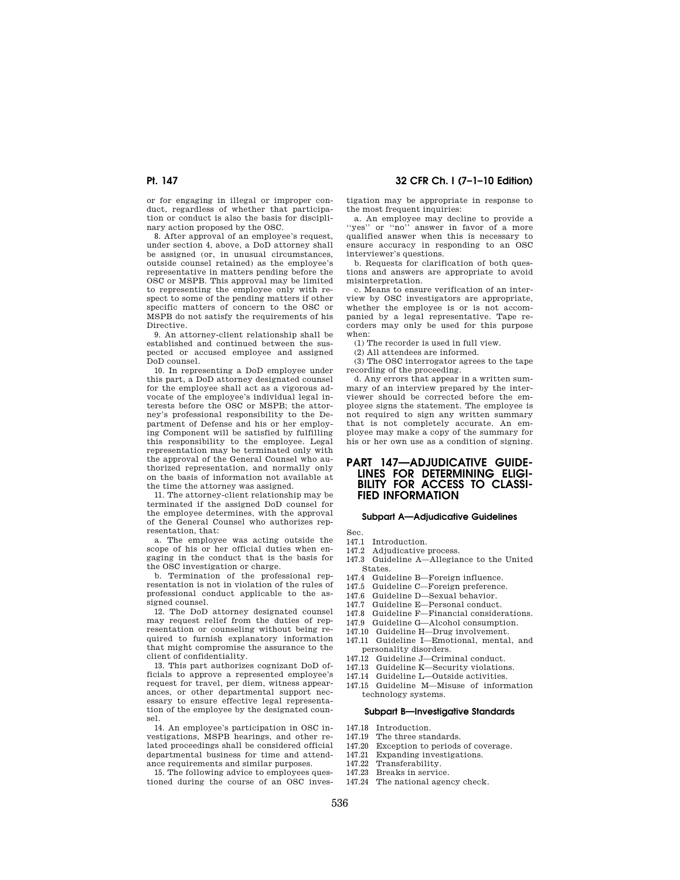or for engaging in illegal or improper conduct, regardless of whether that participation or conduct is also the basis for disciplinary action proposed by the OSC.

8. After approval of an employee's request, under section 4, above, a DoD attorney shall be assigned (or, in unusual circumstances, outside counsel retained) as the employee's representative in matters pending before the OSC or MSPB. This approval may be limited to representing the employee only with respect to some of the pending matters if other specific matters of concern to the OSC or MSPB do not satisfy the requirements of his Directive.

9. An attorney-client relationship shall be established and continued between the suspected or accused employee and assigned DoD counsel.

10. In representing a DoD employee under this part, a DoD attorney designated counsel for the employee shall act as a vigorous advocate of the employee's individual legal interests before the OSC or MSPB; the attorney's professional responsibility to the Department of Defense and his or her employing Component will be satisfied by fulfilling this responsibility to the employee. Legal representation may be terminated only with the approval of the General Counsel who authorized representation, and normally only on the basis of information not available at the time the attorney was assigned.

11. The attorney-client relationship may be terminated if the assigned DoD counsel for the employee determines, with the approval of the General Counsel who authorizes representation, that:

a. The employee was acting outside the scope of his or her official duties when engaging in the conduct that is the basis for the OSC investigation or charge.

b. Termination of the professional representation is not in violation of the rules of professional conduct applicable to the assigned counsel.

12. The DoD attorney designated counsel may request relief from the duties of representation or counseling without being required to furnish explanatory information that might compromise the assurance to the client of confidentiality.

13. This part authorizes cognizant DoD officials to approve a represented employee's request for travel, per diem, witness appearances, or other departmental support necessary to ensure effective legal representation of the employee by the designated counsel.

14. An employee's participation in OSC investigations, MSPB hearings, and other related proceedings shall be considered official departmental business for time and attendance requirements and similar purposes.

15. The following advice to employees questioned during the course of an OSC investigation may be appropriate in response to the most frequent inquiries:

a. An employee may decline to provide a ''yes'' or ''no'' answer in favor of a more qualified answer when this is necessary to ensure accuracy in responding to an OSC interviewer's questions.

b. Requests for clarification of both questions and answers are appropriate to avoid misinterpretation.

c. Means to ensure verification of an interview by OSC investigators are appropriate, whether the employee is or is not accompanied by a legal representative. Tape recorders may only be used for this purpose when:

(1) The recorder is used in full view.

(2) All attendees are informed.

(3) The OSC interrogator agrees to the tape recording of the proceeding.

d. Any errors that appear in a written summary of an interview prepared by the interviewer should be corrected before the employee signs the statement. The employee is not required to sign any written summary that is not completely accurate. An employee may make a copy of the summary for his or her own use as a condition of signing.

# PART 147—ADJUDICATIVE GUIDELINES FOR DETERMINING ELIGIBILITY FOR ACCESS TO CLASSIFIED INFORMATION

## Subpart A—Adjudicative Guidelines

Sec.

147.1 Introduction.
147.2 Adjudicative process.
147.3 Guideline A—Allegiance to the United States.
147.4 Guideline B—Foreign influence.
147.5 Guideline C—Foreign preference.
147.6 Guideline D—Sexual behavior.
147.7 Guideline E—Personal conduct.
147.8 Guideline F—Financial considerations.
147.9 Guideline G—Alcohol consumption.
147.10 Guideline H—Drug involvement.
147.11 Guideline I—Emotional, mental, and personality disorders.
147.12 Guideline J—Criminal conduct.
147.13 Guideline K—Security violations.
147.14 Guideline L—Outside activities.
147.15 Guideline M—Misuse of information technology systems.

## Subpart B—Investigative Standards

147.18 Introduction.
147.19 The three standards.
147.20 Exception to periods of coverage.
147.21 Expanding investigations.
147.22 Transferability.
147.23 Breaks in service.
147.24 The national agency check.